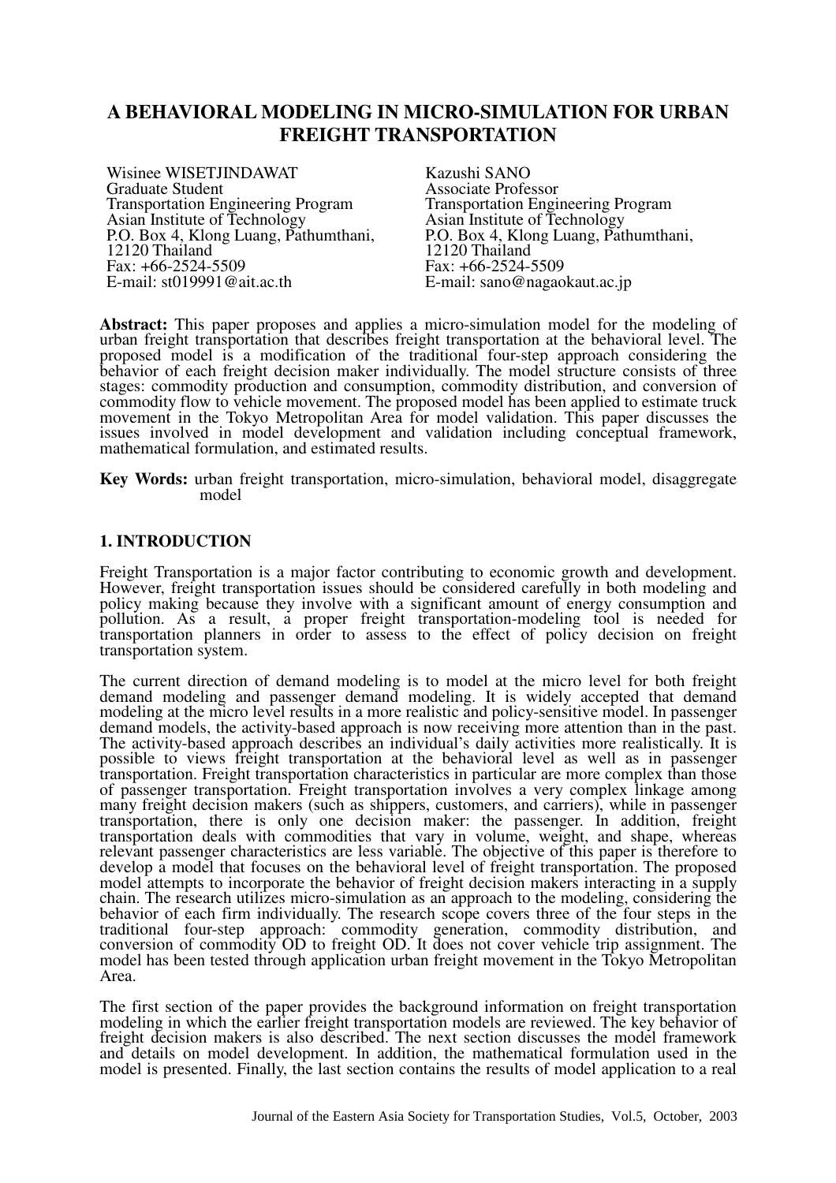# A BEHAVIORAL MODELING IN MICRO-SIMULATION FOR URBAN FREIGHT TRANSPORTATION

Wisinee WISETJINDAWAT
Graduate Student
Transportation Engineering Program
Asian Institute of Technology
P.O. Box 4, Klong Luang, Pathumthani, 12120 Thailand
Fax: +66-2524-5509
E-mail: st019991@ait.ac.th

Kazushi SANO
Associate Professor
Transportation Engineering Program
Asian Institute of Technology
P.O. Box 4, Klong Luang, Pathumthani, 12120 Thailand
Fax: +66-2524-5509
E-mail: sano@nagaokaut.ac.jp

**Abstract:** This paper proposes and applies a micro-simulation model for the modeling of urban freight transportation that describes freight transportation at the behavioral level. The proposed model is a modification of the traditional four-step approach considering the behavior of each freight decision maker individually. The model structure consists of three stages: commodity production and consumption, commodity distribution, and conversion of commodity flow to vehicle movement. The proposed model has been applied to estimate truck movement in the Tokyo Metropolitan Area for model validation. This paper discusses the issues involved in model development and validation including conceptual framework, mathematical formulation, and estimated results.

**Key Words:** urban freight transportation, micro-simulation, behavioral model, disaggregate model

## 1. INTRODUCTION

Freight Transportation is a major factor contributing to economic growth and development. However, freight transportation issues should be considered carefully in both modeling and policy making because they involve with a significant amount of energy consumption and pollution. As a result, a proper freight transportation-modeling tool is needed for transportation planners in order to assess to the effect of policy decision on freight transportation system.

The current direction of demand modeling is to model at the micro level for both freight demand modeling and passenger demand modeling. It is widely accepted that demand modeling at the micro level results in a more realistic and policy-sensitive model. In passenger demand models, the activity-based approach is now receiving more attention than in the past. The activity-based approach describes an individual's daily activities more realistically. It is possible to views freight transportation at the behavioral level as well as in passenger transportation. Freight transportation characteristics in particular are more complex than those of passenger transportation. Freight transportation involves a very complex linkage among many freight decision makers (such as shippers, customers, and carriers), while in passenger transportation, there is only one decision maker: the passenger. In addition, freight transportation deals with commodities that vary in volume, weight, and shape, whereas relevant passenger characteristics are less variable. The objective of this paper is therefore to develop a model that focuses on the behavioral level of freight transportation. The proposed model attempts to incorporate the behavior of freight decision makers interacting in a supply chain. The research utilizes micro-simulation as an approach to the modeling, considering the behavior of each firm individually. The research scope covers three of the four steps in the traditional four-step approach: commodity generation, commodity distribution, and conversion of commodity OD to freight OD. It does not cover vehicle trip assignment. The model has been tested through application urban freight movement in the Tokyo Metropolitan Area.

The first section of the paper provides the background information on freight transportation modeling in which the earlier freight transportation models are reviewed. The key behavior of freight decision makers is also described. The next section discusses the model framework and details on model development. In addition, the mathematical formulation used in the model is presented. Finally, the last section contains the results of model application to a real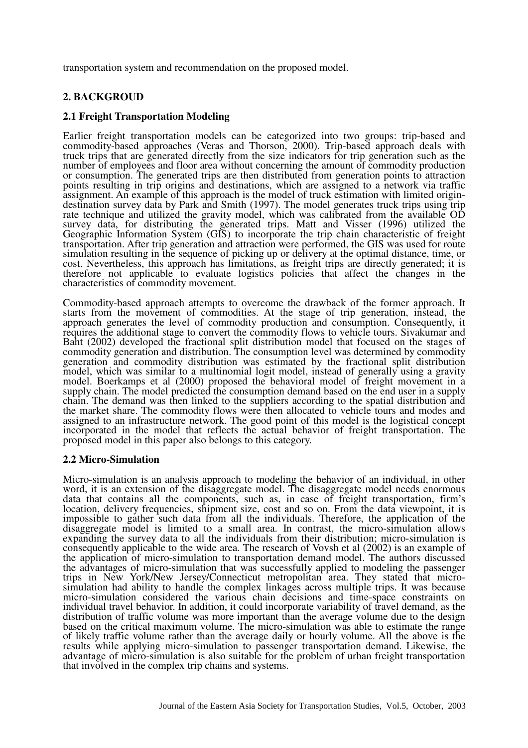transportation system and recommendation on the proposed model.

## 2. BACKGROUD

### 2.1 Freight Transportation Modeling

Earlier freight transportation models can be categorized into two groups: trip-based and commodity-based approaches (Veras and Thorson, 2000). Trip-based approach deals with truck trips that are generated directly from the size indicators for trip generation such as the number of employees and floor area without concerning the amount of commodity production or consumption. The generated trips are then distributed from generation points to attraction points resulting in trip origins and destinations, which are assigned to a network via traffic assignment. An example of this approach is the model of truck estimation with limited origin-destination survey data by Park and Smith (1997). The model generates truck trips using trip rate technique and utilized the gravity model, which was calibrated from the available OD survey data, for distributing the generated trips. Matt and Visser (1996) utilized the Geographic Information System (GIS) to incorporate the trip chain characteristic of freight transportation. After trip generation and attraction were performed, the GIS was used for route simulation resulting in the sequence of picking up or delivery at the optimal distance, time, or cost. Nevertheless, this approach has limitations, as freight trips are directly generated; it is therefore not applicable to evaluate logistics policies that affect the changes in the characteristics of commodity movement.

Commodity-based approach attempts to overcome the drawback of the former approach. It starts from the movement of commodities. At the stage of trip generation, instead, the approach generates the level of commodity production and consumption. Consequently, it requires the additional stage to convert the commodity flows to vehicle tours. Sivakumar and Baht (2002) developed the fractional split distribution model that focused on the stages of commodity generation and distribution. The consumption level was determined by commodity generation and commodity distribution was estimated by the fractional split distribution model, which was similar to a multinomial logit model, instead of generally using a gravity model. Boerkamps et al (2000) proposed the behavioral model of freight movement in a supply chain. The model predicted the consumption demand based on the end user in a supply chain. The demand was then linked to the suppliers according to the spatial distribution and the market share. The commodity flows were then allocated to vehicle tours and modes and assigned to an infrastructure network. The good point of this model is the logistical concept incorporated in the model that reflects the actual behavior of freight transportation. The proposed model in this paper also belongs to this category.

### 2.2 Micro-Simulation

Micro-simulation is an analysis approach to modeling the behavior of an individual, in other word, it is an extension of the disaggregate model. The disaggregate model needs enormous data that contains all the components, such as, in case of freight transportation, firm's location, delivery frequencies, shipment size, cost and so on. From the data viewpoint, it is impossible to gather such data from all the individuals. Therefore, the application of the disaggregate model is limited to a small area. In contrast, the micro-simulation allows expanding the survey data to all the individuals from their distribution; micro-simulation is consequently applicable to the wide area. The research of Vovsh et al (2002) is an example of the application of micro-simulation to transportation demand model. The authors discussed the advantages of micro-simulation that was successfully applied to modeling the passenger trips in New York/New Jersey/Connecticut metropolitan area. They stated that micro-simulation had ability to handle the complex linkages across multiple trips. It was because micro-simulation considered the various chain decisions and time-space constraints on individual travel behavior. In addition, it could incorporate variability of travel demand, as the distribution of traffic volume was more important than the average volume due to the design based on the critical maximum volume. The micro-simulation was able to estimate the range of likely traffic volume rather than the average daily or hourly volume. All the above is the results while applying micro-simulation to passenger transportation demand. Likewise, the advantage of micro-simulation is also suitable for the problem of urban freight transportation that involved in the complex trip chains and systems.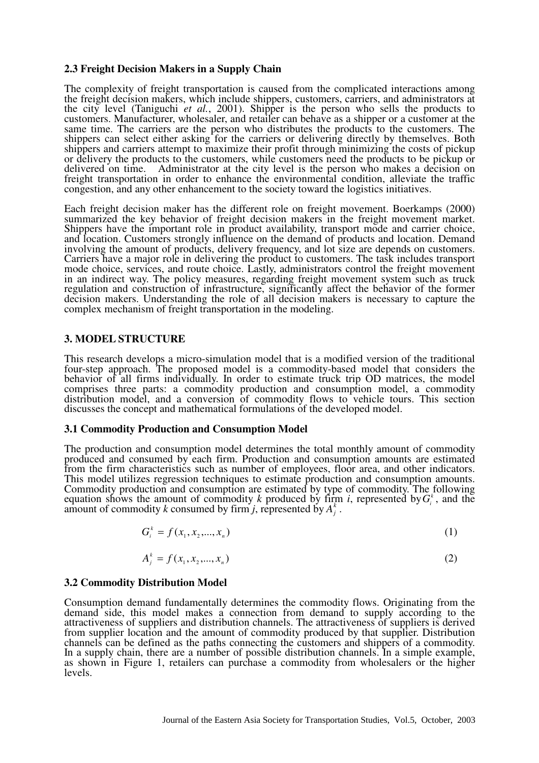### 2.3 Freight Decision Makers in a Supply Chain

The complexity of freight transportation is caused from the complicated interactions among the freight decision makers, which include shippers, customers, carriers, and administrators at the city level (Taniguchi *et al.*, 2001). Shipper is the person who sells the products to customers. Manufacturer, wholesaler, and retailer can behave as a shipper or a customer at the same time. The carriers are the person who distributes the products to the customers. The shippers can select either asking for the carriers or delivering directly by themselves. Both shippers and carriers attempt to maximize their profit through minimizing the costs of pickup or delivery the products to the customers, while customers need the products to be pickup or delivered on time. Administrator at the city level is the person who makes a decision on freight transportation in order to enhance the environmental condition, alleviate the traffic congestion, and any other enhancement to the society toward the logistics initiatives.

Each freight decision maker has the different role on freight movement. Boerkamps (2000) summarized the key behavior of freight decision makers in the freight movement market. Shippers have the important role in product availability, transport mode and carrier choice, and location. Customers strongly influence on the demand of products and location. Demand involving the amount of products, delivery frequency, and lot size are depends on customers. Carriers have a major role in delivering the product to customers. The task includes transport mode choice, services, and route choice. Lastly, administrators control the freight movement in an indirect way. The policy measures, regarding freight movement system such as truck regulation and construction of infrastructure, significantly affect the behavior of the former decision makers. Understanding the role of all decision makers is necessary to capture the complex mechanism of freight transportation in the modeling.

## 3. MODEL STRUCTURE

This research develops a micro-simulation model that is a modified version of the traditional four-step approach. The proposed model is a commodity-based model that considers the behavior of all firms individually. In order to estimate truck trip OD matrices, the model comprises three parts: a commodity production and consumption model, a commodity distribution model, and a conversion of commodity flows to vehicle tours. This section discusses the concept and mathematical formulations of the developed model.

### 3.1 Commodity Production and Consumption Model

The production and consumption model determines the total monthly amount of commodity produced and consumed by each firm. Production and consumption amounts are estimated from the firm characteristics such as number of employees, floor area, and other indicators. This model utilizes regression techniques to estimate production and consumption amounts. Commodity production and consumption are estimated by type of commodity. The following equation shows the amount of commodity *k* produced by firm *i*, represented by $G_i^k$, and the amount of commodity *k* consumed by firm *j*, represented by $A_j^k$.

$$G_i^k = f(x_1, x_2, ..., x_n) \tag{1}$$

$$A_j^k = f(x_1, x_2, ..., x_n) \tag{2}$$

### 3.2 Commodity Distribution Model

Consumption demand fundamentally determines the commodity flows. Originating from the demand side, this model makes a connection from demand to supply according to the attractiveness of suppliers and distribution channels. The attractiveness of suppliers is derived from supplier location and the amount of commodity produced by that supplier. Distribution channels can be defined as the paths connecting the customers and shippers of a commodity. In a supply chain, there are a number of possible distribution channels. In a simple example, as shown in Figure 1, retailers can purchase a commodity from wholesalers or the higher levels.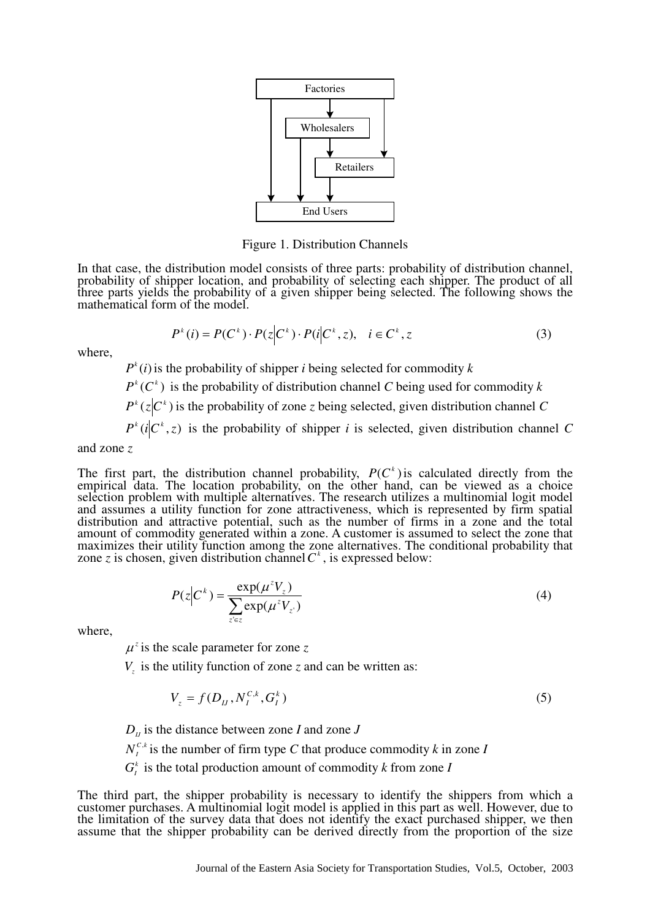Figure 1. Distribution Channels

In that case, the distribution model consists of three parts: probability of distribution channel, probability of shipper location, and probability of selecting each shipper. The product of all three parts yields the probability of a given shipper being selected. The following shows the mathematical form of the model.

$$P^k(i) = P(C^k) \cdot P(z|C^k) \cdot P(i|C^k, z), \quad i \in C^k, z \tag{3}$$

where,

$P^k(i)$ is the probability of shipper *i* being selected for commodity *k*

$P^k(C^k)$ is the probability of distribution channel *C* being used for commodity *k*

$P^k(z|C^k)$ is the probability of zone *z* being selected, given distribution channel *C*

$P^k(i|C^k, z)$ is the probability of shipper *i* is selected, given distribution channel *C* and zone *z*

The first part, the distribution channel probability, $P(C^k)$ is calculated directly from the empirical data. The location probability, on the other hand, can be viewed as a choice selection problem with multiple alternatives. The research utilizes a multinomial logit model and assumes a utility function for zone attractiveness, which is represented by firm spatial distribution and attractive potential, such as the number of firms in a zone and the total amount of commodity generated within a zone. A customer is assumed to select the zone that maximizes their utility function among the zone alternatives. The conditional probability that zone *z* is chosen, given distribution channel $C^k$, is expressed below:

$$P(z|C^k) = \frac{\exp(\mu^z V_z)}{\sum_{z' \in z} \exp(\mu^z V_{z'})} \tag{4}$$

where,

$\mu^z$ is the scale parameter for zone *z*

$V_z$ is the utility function of zone *z* and can be written as:

$$V_z = f(D_{IJ}, N_I^{C,k}, G_I^k) \tag{5}$$

$D_{IJ}$ is the distance between zone *I* and zone *J*

$N_I^{C,k}$ is the number of firm type *C* that produce commodity *k* in zone *I*

$G_I^k$ is the total production amount of commodity *k* from zone *I*

The third part, the shipper probability is necessary to identify the shippers from which a customer purchases. A multinomial logit model is applied in this part as well. However, due to the limitation of the survey data that does not identify the exact purchased shipper, we then assume that the shipper probability can be derived directly from the proportion of the size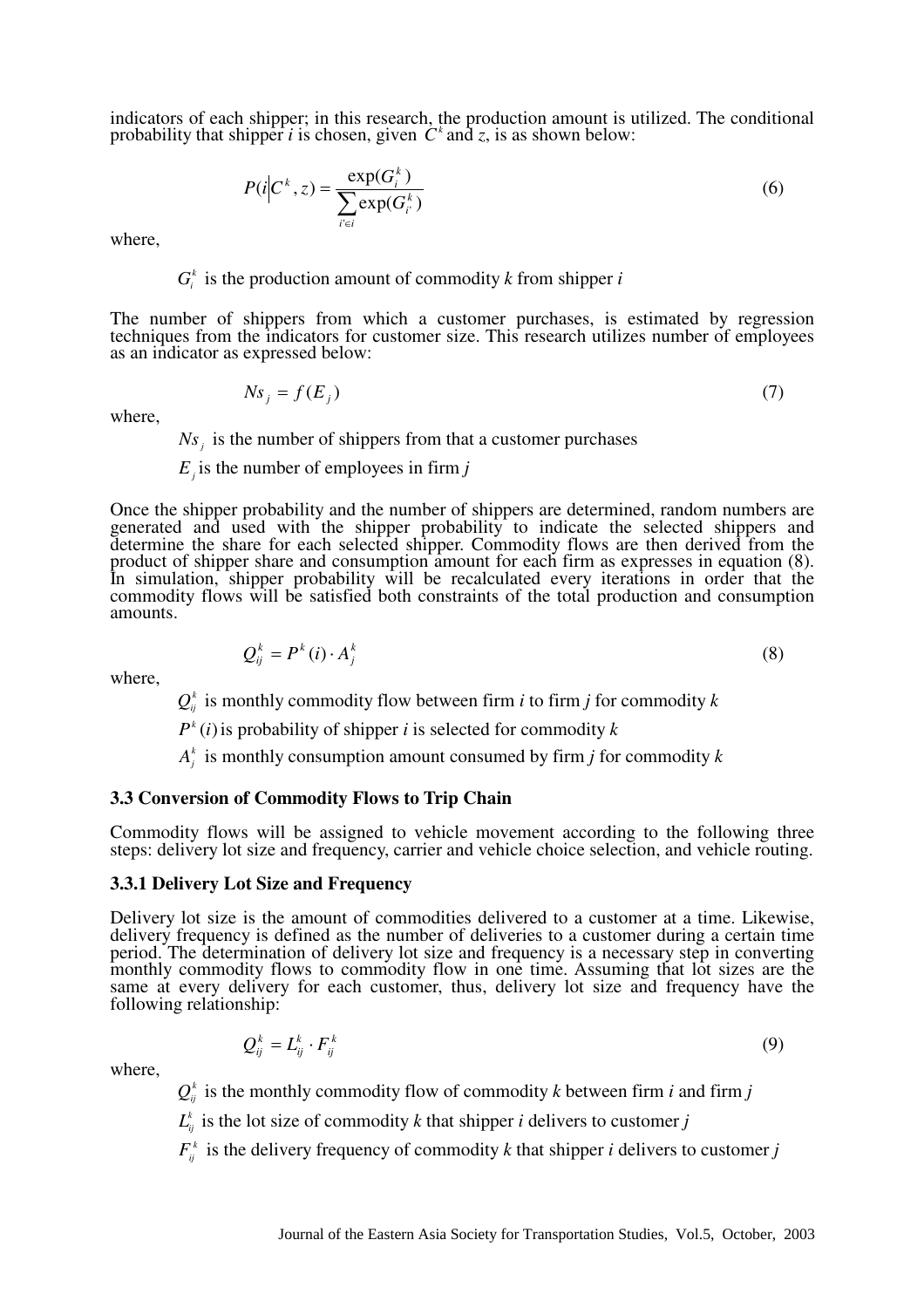indicators of each shipper; in this research, the production amount is utilized. The conditional probability that shipper *i* is chosen, given $C^k$ and *z*, is as shown below:

$$P(i|C^k, z) = \frac{\exp(G_i^k)}{\sum_{i' \in i} \exp(G_{i'}^k)} \tag{6}$$

where,

$G_i^k$ is the production amount of commodity *k* from shipper *i*

The number of shippers from which a customer purchases, is estimated by regression techniques from the indicators for customer size. This research utilizes number of employees as an indicator as expressed below:

$$Ns_j = f(E_j) \tag{7}$$

where,

$Ns_j$ is the number of shippers from that a customer purchases

$E_j$ is the number of employees in firm *j*

Once the shipper probability and the number of shippers are determined, random numbers are generated and used with the shipper probability to indicate the selected shippers and determine the share for each selected shipper. Commodity flows are then derived from the product of shipper share and consumption amount for each firm as expresses in equation (8). In simulation, shipper probability will be recalculated every iterations in order that the commodity flows will be satisfied both constraints of the total production and consumption amounts.

$$Q_{ij}^k = P^k(i) \cdot A_j^k \tag{8}$$

where,

$Q_{ij}^k$ is monthly commodity flow between firm *i* to firm *j* for commodity *k*

$P^k(i)$ is probability of shipper *i* is selected for commodity *k*

$A_j^k$ is monthly consumption amount consumed by firm *j* for commodity *k*

### 3.3 Conversion of Commodity Flows to Trip Chain

Commodity flows will be assigned to vehicle movement according to the following three steps: delivery lot size and frequency, carrier and vehicle choice selection, and vehicle routing.

#### 3.3.1 Delivery Lot Size and Frequency

Delivery lot size is the amount of commodities delivered to a customer at a time. Likewise, delivery frequency is defined as the number of deliveries to a customer during a certain time period. The determination of delivery lot size and frequency is a necessary step in converting monthly commodity flows to commodity flow in one time. Assuming that lot sizes are the same at every delivery for each customer, thus, delivery lot size and frequency have the following relationship:

$$Q_{ij}^k = L_{ij}^k \cdot F_{ij}^k \tag{9}$$

where,

$Q_{ij}^k$ is the monthly commodity flow of commodity *k* between firm *i* and firm *j*

$L_{ij}^k$ is the lot size of commodity *k* that shipper *i* delivers to customer *j*

$F_{ij}^k$ is the delivery frequency of commodity *k* that shipper *i* delivers to customer *j*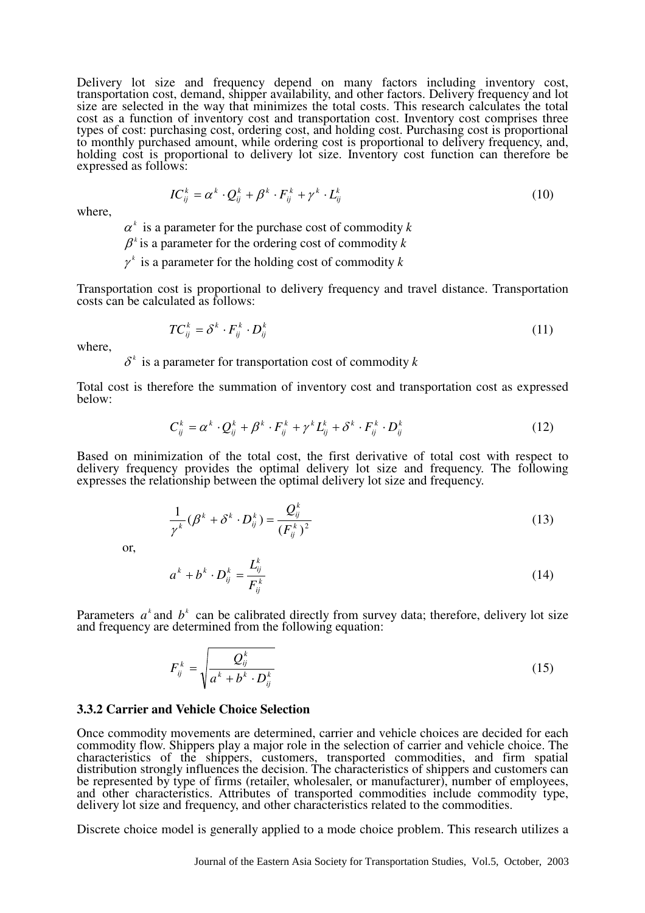Delivery lot size and frequency depend on many factors including inventory cost, transportation cost, demand, shipper availability, and other factors. Delivery frequency and lot size are selected in the way that minimizes the total costs. This research calculates the total cost as a function of inventory cost and transportation cost. Inventory cost comprises three types of cost: purchasing cost, ordering cost, and holding cost. Purchasing cost is proportional to monthly purchased amount, while ordering cost is proportional to delivery frequency, and, holding cost is proportional to delivery lot size. Inventory cost function can therefore be expressed as follows:

$$IC_{ij}^{k} = \alpha^{k} \cdot Q_{ij}^{k} + \beta^{k} \cdot F_{ij}^{k} + \gamma^{k} \cdot L_{ij}^{k} \tag{10}$$

where,

$\alpha^{k}$ is a parameter for the purchase cost of commodity *k*

$\beta^{k}$ is a parameter for the ordering cost of commodity *k*

$\gamma^{k}$ is a parameter for the holding cost of commodity *k*

Transportation cost is proportional to delivery frequency and travel distance. Transportation costs can be calculated as follows:

$$TC_{ij}^{k} = \delta^{k} \cdot F_{ij}^{k} \cdot D_{ij}^{k} \tag{11}$$

where,

$\delta^{k}$ is a parameter for transportation cost of commodity *k*

Total cost is therefore the summation of inventory cost and transportation cost as expressed below:

$$C_{ij}^{k} = \alpha^{k} \cdot Q_{ij}^{k} + \beta^{k} \cdot F_{ij}^{k} + \gamma^{k} L_{ij}^{k} + \delta^{k} \cdot F_{ij}^{k} \cdot D_{ij}^{k} \tag{12}$$

Based on minimization of the total cost, the first derivative of total cost with respect to delivery frequency provides the optimal delivery lot size and frequency. The following expresses the relationship between the optimal delivery lot size and frequency.

$$\frac{1}{\gamma^{k}}(\beta^{k} + \delta^{k} \cdot D_{ij}^{k}) = \frac{Q_{ij}^{k}}{(F_{ij}^{k})^{2}} \tag{13}$$

or,

$$a^{k} + b^{k} \cdot D_{ij}^{k} = \frac{L_{ij}^{k}}{F_{ij}^{k}} \tag{14}$$

Parameters $a^{k}$ and $b^{k}$ can be calibrated directly from survey data; therefore, delivery lot size and frequency are determined from the following equation:

$$F_{ij}^{k} = \sqrt{\frac{Q_{ij}^{k}}{a^{k} + b^{k} \cdot D_{ij}^{k}}} \tag{15}$$

### 3.3.2 Carrier and Vehicle Choice Selection

Once commodity movements are determined, carrier and vehicle choices are decided for each commodity flow. Shippers play a major role in the selection of carrier and vehicle choice. The characteristics of the shippers, customers, transported commodities, and firm spatial distribution strongly influences the decision. The characteristics of shippers and customers can be represented by type of firms (retailer, wholesaler, or manufacturer), number of employees, and other characteristics. Attributes of transported commodities include commodity type, delivery lot size and frequency, and other characteristics related to the commodities.

Discrete choice model is generally applied to a mode choice problem. This research utilizes a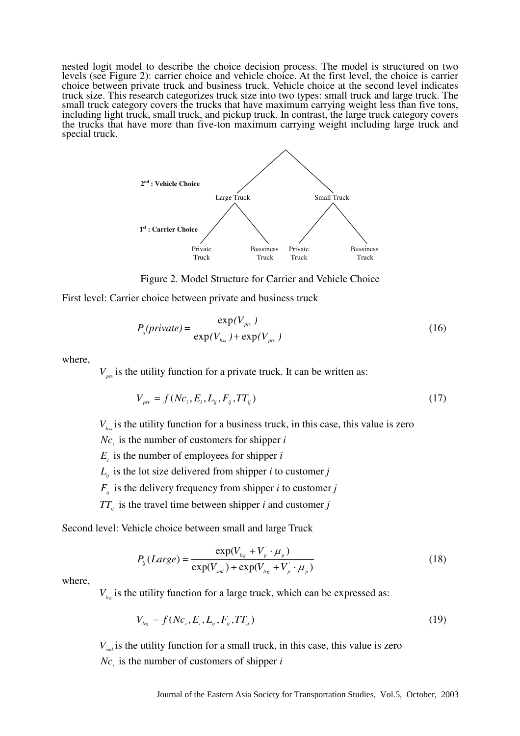nested logit model to describe the choice decision process. The model is structured on two levels (see Figure 2): carrier choice and vehicle choice. At the first level, the choice is carrier choice between private truck and business truck. Vehicle choice at the second level indicates truck size. This research categorizes truck size into two types: small truck and large truck. The small truck category covers the trucks that have maximum carrying weight less than five tons, including light truck, small truck, and pickup truck. In contrast, the large truck category covers the trucks that have more than five-ton maximum carrying weight including large truck and special truck.

**2nd : Vehicle Choice** — Large Truck, Small Truck

**1st : Carrier Choice** — Private Truck, Bussiness Truck, Private Truck, Bussiness Truck

Figure 2. Model Structure for Carrier and Vehicle Choice

First level: Carrier choice between private and business truck

$$P_{ij}(private) = \frac{\exp(V_{prv})}{\exp(V_{bss}) + \exp(V_{prv})} \tag{16}$$

where,

$V_{prv}$ is the utility function for a private truck. It can be written as:

$$V_{prv} = f(Nc_i, E_i, L_{ij}, F_{ij}, TT_{ij}) \tag{17}$$

$V_{bss}$ is the utility function for a business truck, in this case, this value is zero

$Nc_i$ is the number of customers for shipper *i*

$E_i$ is the number of employees for shipper *i*

$L_{ij}$ is the lot size delivered from shipper *i* to customer *j*

$F_{ij}$ is the delivery frequency from shipper *i* to customer *j*

$TT_{ij}$ is the travel time between shipper *i* and customer *j*

Second level: Vehicle choice between small and large Truck

$$P_{ij}(Large) = \frac{\exp(V_{lrg} + V_p^{'} \cdot \mu_p)}{\exp(V_{sml}) + \exp(V_{lrg} + V_p^{'} \cdot \mu_p)} \tag{18}$$

where,

$V_{lrg}$ is the utility function for a large truck, which can be expressed as:

$$V_{lrg} = f(Nc_i, E_i, L_{ij}, F_{ij}, TT_{ij}) \tag{19}$$

$V_{sml}$ is the utility function for a small truck, in this case, this value is zero

$Nc_i$ is the number of customers of shipper *i*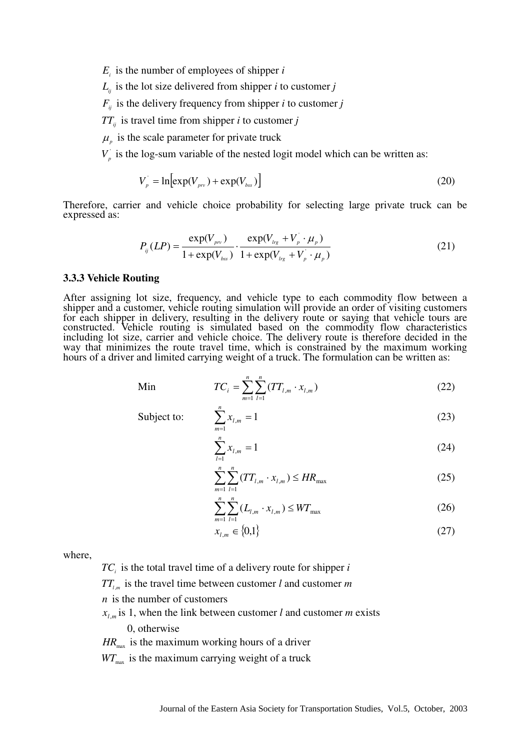$E_i$ is the number of employees of shipper *i*

$L_{ij}$ is the lot size delivered from shipper *i* to customer *j*

$F_{ij}$ is the delivery frequency from shipper *i* to customer *j*

$TT_{ij}$ is travel time from shipper *i* to customer *j*

$\mu_p$ is the scale parameter for private truck

$V_p^{'}$ is the log-sum variable of the nested logit model which can be written as:

$$V_p^{'} = \ln\left[\exp(V_{prv}) + \exp(V_{bss})\right] \tag{20}$$

Therefore, carrier and vehicle choice probability for selecting large private truck can be expressed as:

$$P_{ij}(LP) = \frac{\exp(V_{prv})}{1 + \exp(V_{bss})} \cdot \frac{\exp(V_{lrg} + V_p^{'} \cdot \mu_p)}{1 + \exp(V_{lrg} + V_p^{'} \cdot \mu_p)} \tag{21}$$

### 3.3.3 Vehicle Routing

After assigning lot size, frequency, and vehicle type to each commodity flow between a shipper and a customer, vehicle routing simulation will provide an order of visiting customers for each shipper in delivery, resulting in the delivery route or saying that vehicle tours are constructed. Vehicle routing is simulated based on the commodity flow characteristics including lot size, carrier and vehicle choice. The delivery route is therefore decided in the way that minimizes the route travel time, which is constrained by the maximum working hours of a driver and limited carrying weight of a truck. The formulation can be written as:

Min
$$TC_i = \sum_{m=1}^{n}\sum_{l=1}^{n}(TT_{l,m} \cdot x_{l,m}) \tag{22}$$

Subject to:
$$\sum_{m=1}^{n} x_{l,m} = 1 \tag{23}$$

$$\sum_{l=1}^{n} x_{l,m} = 1 \tag{24}$$

$$\sum_{m=1}^{n}\sum_{l=1}^{n}(TT_{l,m} \cdot x_{l,m}) \le HR_{\max} \tag{25}$$

$$\sum_{m=1}^{n}\sum_{l=1}^{n}(L_{l,m} \cdot x_{l,m}) \le WT_{\max} \tag{26}$$

$$x_{l,m} \in \{0,1\} \tag{27}$$

where,

$TC_i$ is the total travel time of a delivery route for shipper *i*

$TT_{l,m}$ is the travel time between customer *l* and customer *m*

$n$ is the number of customers

$x_{l,m}$ is 1, when the link between customer *l* and customer *m* exists
0, otherwise

$HR_{\max}$ is the maximum working hours of a driver

$WT_{\max}$ is the maximum carrying weight of a truck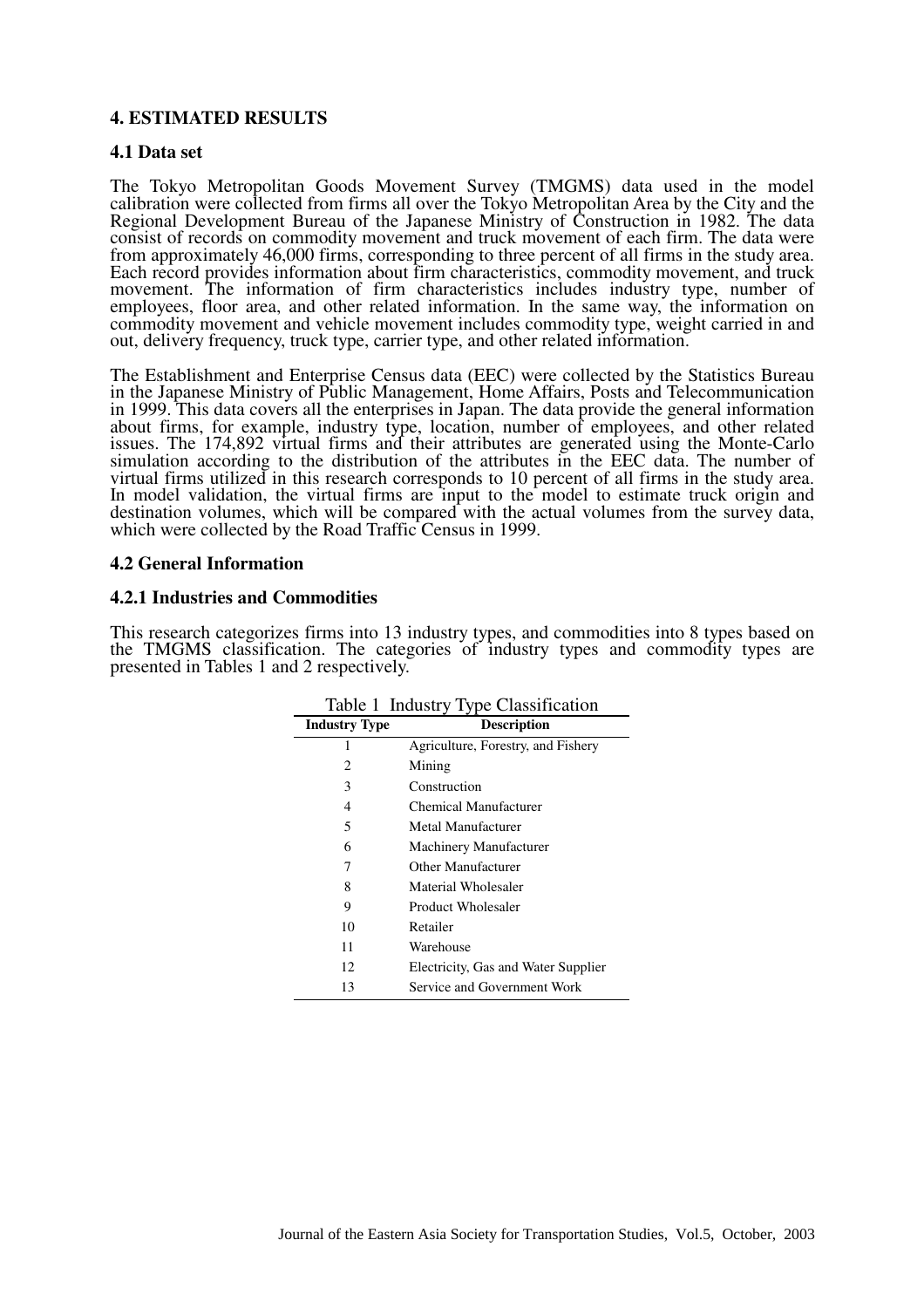## 4. ESTIMATED RESULTS

### 4.1 Data set

The Tokyo Metropolitan Goods Movement Survey (TMGMS) data used in the model calibration were collected from firms all over the Tokyo Metropolitan Area by the City and the Regional Development Bureau of the Japanese Ministry of Construction in 1982. The data consist of records on commodity movement and truck movement of each firm. The data were from approximately 46,000 firms, corresponding to three percent of all firms in the study area. Each record provides information about firm characteristics, commodity movement, and truck movement. The information of firm characteristics includes industry type, number of employees, floor area, and other related information. In the same way, the information on commodity movement and vehicle movement includes commodity type, weight carried in and out, delivery frequency, truck type, carrier type, and other related information.

The Establishment and Enterprise Census data (EEC) were collected by the Statistics Bureau in the Japanese Ministry of Public Management, Home Affairs, Posts and Telecommunication in 1999. This data covers all the enterprises in Japan. The data provide the general information about firms, for example, industry type, location, number of employees, and other related issues. The 174,892 virtual firms and their attributes are generated using the Monte-Carlo simulation according to the distribution of the attributes in the EEC data. The number of virtual firms utilized in this research corresponds to 10 percent of all firms in the study area. In model validation, the virtual firms are input to the model to estimate truck origin and destination volumes, which will be compared with the actual volumes from the survey data, which were collected by the Road Traffic Census in 1999.

### 4.2 General Information

#### 4.2.1 Industries and Commodities

This research categorizes firms into 13 industry types, and commodities into 8 types based on the TMGMS classification. The categories of industry types and commodity types are presented in Tables 1 and 2 respectively.

Table 1 Industry Type Classification

| Industry Type | Description |
|---|---|
| 1 | Agriculture, Forestry, and Fishery |
| 2 | Mining |
| 3 | Construction |
| 4 | Chemical Manufacturer |
| 5 | Metal Manufacturer |
| 6 | Machinery Manufacturer |
| 7 | Other Manufacturer |
| 8 | Material Wholesaler |
| 9 | Product Wholesaler |
| 10 | Retailer |
| 11 | Warehouse |
| 12 | Electricity, Gas and Water Supplier |
| 13 | Service and Government Work |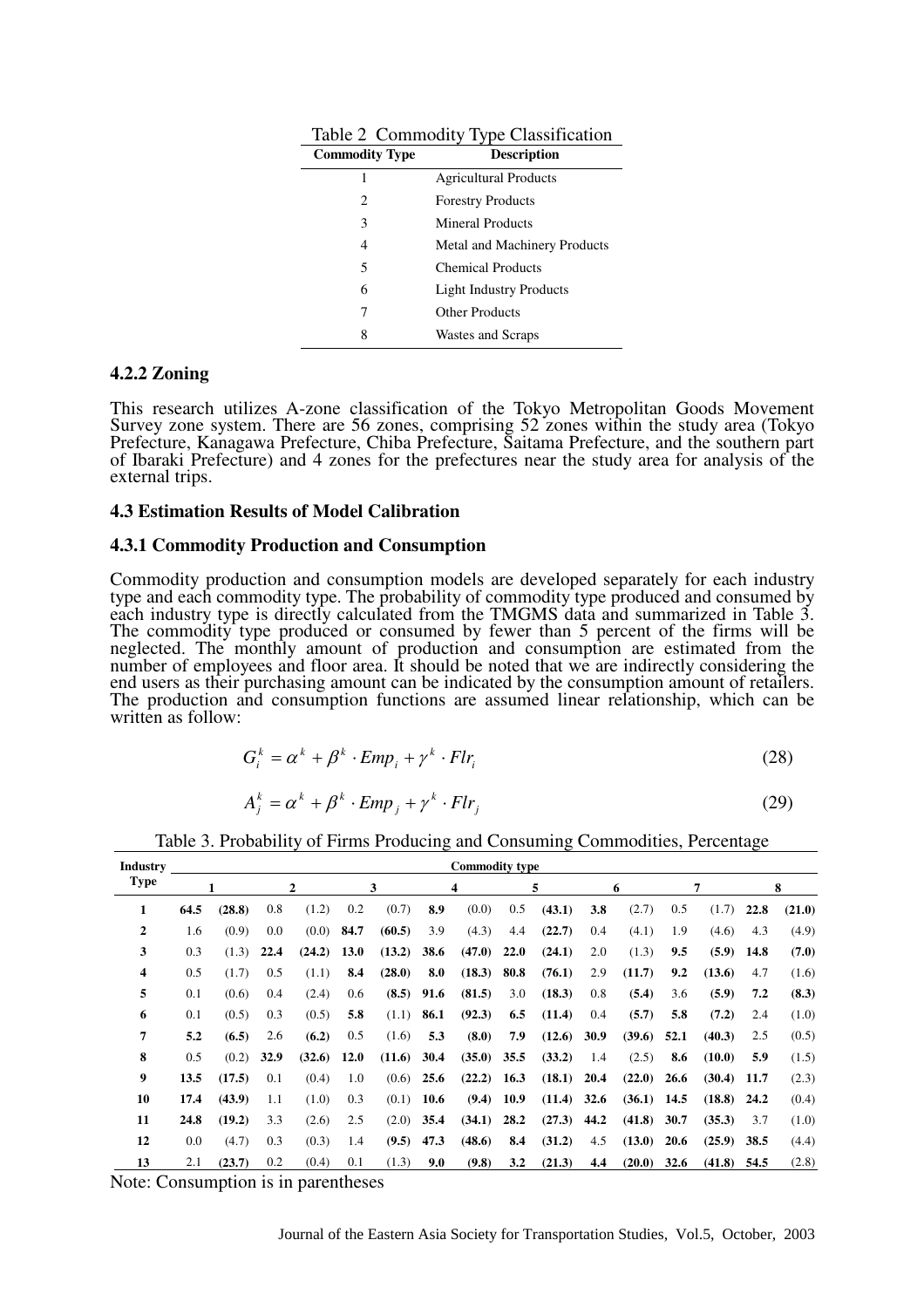Table 2 Commodity Type Classification

| Commodity Type | Description |
|---|---|
| 1 | Agricultural Products |
| 2 | Forestry Products |
| 3 | Mineral Products |
| 4 | Metal and Machinery Products |
| 5 | Chemical Products |
| 6 | Light Industry Products |
| 7 | Other Products |
| 8 | Wastes and Scraps |

### 4.2.2 Zoning

This research utilizes A-zone classification of the Tokyo Metropolitan Goods Movement Survey zone system. There are 56 zones, comprising 52 zones within the study area (Tokyo Prefecture, Kanagawa Prefecture, Chiba Prefecture, Saitama Prefecture, and the southern part of Ibaraki Prefecture) and 4 zones for the prefectures near the study area for analysis of the external trips.

## 4.3 Estimation Results of Model Calibration

### 4.3.1 Commodity Production and Consumption

Commodity production and consumption models are developed separately for each industry type and each commodity type. The probability of commodity type produced and consumed by each industry type is directly calculated from the TMGMS data and summarized in Table 3. The commodity type produced or consumed by fewer than 5 percent of the firms will be neglected. The monthly amount of production and consumption are estimated from the number of employees and floor area. It should be noted that we are indirectly considering the end users as their purchasing amount can be indicated by the consumption amount of retailers. The production and consumption functions are assumed linear relationship, which can be written as follow:

$$G_i^k = \alpha^k + \beta^k \cdot Emp_i + \gamma^k \cdot Flr_i \tag{28}$$

$$A_j^k = \alpha^k + \beta^k \cdot Emp_j + \gamma^k \cdot Flr_j \tag{29}$$

Table 3. Probability of Firms Producing and Consuming Commodities, Percentage

| Industry Type | Commodity type 1 | | 2 | | 3 | | 4 | | 5 | | 6 | | 7 | | 8 | |
|---|---|---|---|---|---|---|---|---|---|---|---|---|---|---|---|---|
| 1 | **64.5** | **(28.8)** | 0.8 | (1.2) | 0.2 | (0.7) | **8.9** | (0.0) | 0.5 | **(43.1)** | **3.8** | (2.7) | 0.5 | (1.7) | **22.8** | **(21.0)** |
| 2 | 1.6 | (0.9) | 0.0 | (0.0) | **84.7** | **(60.5)** | 3.9 | (4.3) | 4.4 | **(22.7)** | 0.4 | (4.1) | 1.9 | (4.6) | 4.3 | (4.9) |
| 3 | 0.3 | (1.3) | **22.4** | **(24.2)** | **13.0** | **(13.2)** | **38.6** | **(47.0)** | **22.0** | **(24.1)** | 2.0 | (1.3) | **9.5** | **(5.9)** | **14.8** | **(7.0)** |
| 4 | 0.5 | (1.7) | 0.5 | (1.1) | **8.4** | **(28.0)** | **8.0** | **(18.3)** | **80.8** | **(76.1)** | 2.9 | **(11.7)** | **9.2** | **(13.6)** | 4.7 | (1.6) |
| 5 | 0.1 | (0.6) | 0.4 | (2.4) | 0.6 | **(8.5)** | **91.6** | **(81.5)** | 3.0 | **(18.3)** | 0.8 | **(5.4)** | 3.6 | **(5.9)** | **7.2** | **(8.3)** |
| 6 | 0.1 | (0.5) | 0.3 | (0.5) | **5.8** | (1.1) | **86.1** | **(92.3)** | **6.5** | **(11.4)** | 0.4 | **(5.7)** | **5.8** | **(7.2)** | 2.4 | (1.0) |
| 7 | **5.2** | **(6.5)** | 2.6 | **(6.2)** | 0.5 | (1.6) | **5.3** | **(8.0)** | **7.9** | **(12.6)** | **30.9** | **(39.6)** | **52.1** | **(40.3)** | 2.5 | (0.5) |
| 8 | 0.5 | (0.2) | **32.9** | **(32.6)** | **12.0** | **(11.6)** | **30.4** | **(35.0)** | **35.5** | **(33.2)** | 1.4 | (2.5) | **8.6** | **(10.0)** | **5.9** | (1.5) |
| 9 | **13.5** | **(17.5)** | 0.1 | (0.4) | 1.0 | (0.6) | **25.6** | **(22.2)** | **16.3** | **(18.1)** | **20.4** | **(22.0)** | **26.6** | **(30.4)** | **11.7** | (2.3) |
| 10 | **17.4** | **(43.9)** | 1.1 | (1.0) | 0.3 | (0.1) | **10.6** | **(9.4)** | **10.9** | **(11.4)** | **32.6** | **(36.1)** | **14.5** | **(18.8)** | **24.2** | (0.4) |
| 11 | **24.8** | **(19.2)** | 3.3 | (2.6) | 2.5 | (2.0) | **35.4** | **(34.1)** | **28.2** | **(27.3)** | **44.2** | **(41.8)** | **30.7** | **(35.3)** | 3.7 | (1.0) |
| 12 | 0.0 | (4.7) | 0.3 | (0.3) | 1.4 | **(9.5)** | **47.3** | **(48.6)** | **8.4** | **(31.2)** | 4.5 | **(13.0)** | **20.6** | **(25.9)** | **38.5** | (4.4) |
| 13 | 2.1 | **(23.7)** | 0.2 | (0.4) | 0.1 | (1.3) | **9.0** | **(9.8)** | 3.2 | **(21.3)** | **4.4** | **(20.0)** | **32.6** | **(41.8)** | **54.5** | (2.8) |

Note: Consumption is in parentheses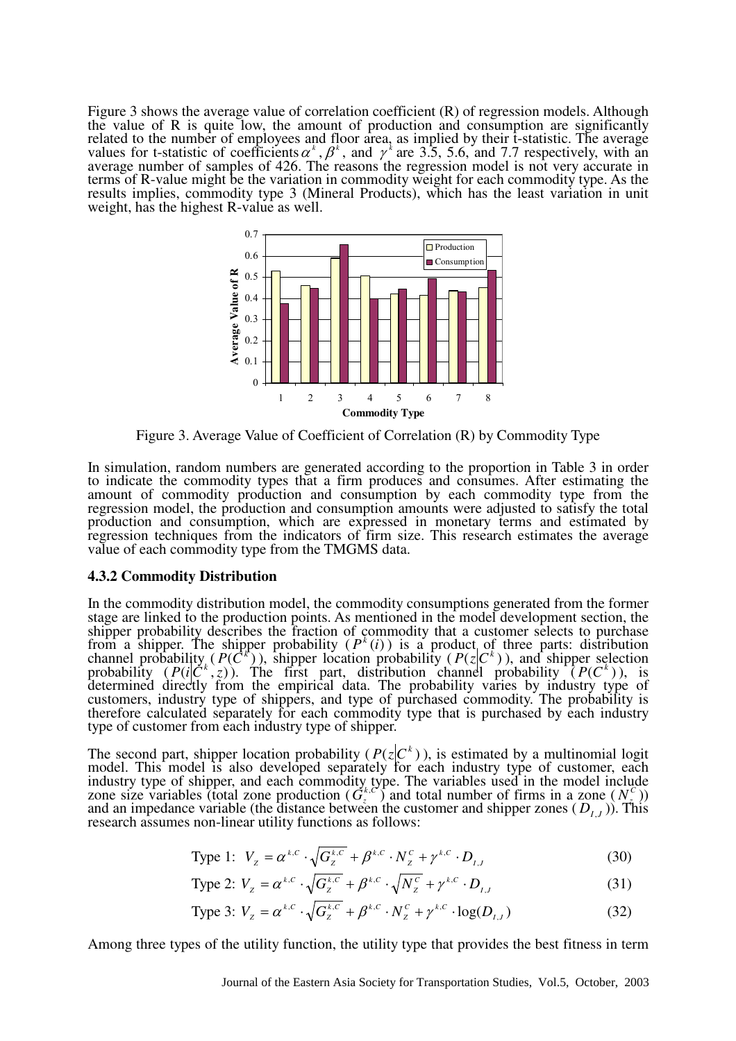Figure 3 shows the average value of correlation coefficient (R) of regression models. Although the value of R is quite low, the amount of production and consumption are significantly related to the number of employees and floor area, as implied by their t-statistic. The average values for t-statistic of coefficients $\alpha^k, \beta^k$, and $\gamma^k$ are 3.5, 5.6, and 7.7 respectively, with an average number of samples of 426. The reasons the regression model is not very accurate in terms of R-value might be the variation in commodity weight for each commodity type. As the results implies, commodity type 3 (Mineral Products), which has the least variation in unit weight, has the highest R-value as well.

Figure 3. Average Value of Coefficient of Correlation (R) by Commodity Type

In simulation, random numbers are generated according to the proportion in Table 3 in order to indicate the commodity types that a firm produces and consumes. After estimating the amount of commodity production and consumption by each commodity type from the regression model, the production and consumption amounts were adjusted to satisfy the total production and consumption, which are expressed in monetary terms and estimated by regression techniques from the indicators of firm size. This research estimates the average value of each commodity type from the TMGMS data.

### 4.3.2 Commodity Distribution

In the commodity distribution model, the commodity consumptions generated from the former stage are linked to the production points. As mentioned in the model development section, the shipper probability describes the fraction of commodity that a customer selects to purchase from a shipper. The shipper probability ($P^k(i)$) is a product of three parts: distribution channel probability ($P(C^k)$), shipper location probability ($P(z|C^k)$), and shipper selection probability ($P(i|C^k, z)$). The first part, distribution channel probability ($P(C^k)$), is determined directly from the empirical data. The probability varies by industry type of customers, industry type of shippers, and type of purchased commodity. The probability is therefore calculated separately for each commodity type that is purchased by each industry type of customer from each industry type of shipper.

The second part, shipper location probability ($P(z|C^k)$), is estimated by a multinomial logit model. This model is also developed separately for each industry type of customer, each industry type of shipper, and each commodity type. The variables used in the model include zone size variables (total zone production ($G_z^{k,C}$) and total number of firms in a zone ($N_z^C$)) and an impedance variable (the distance between the customer and shipper zones ($D_{I,J}$)). This research assumes non-linear utility functions as follows:

$$\text{Type 1: } V_z = \alpha^{k,C} \cdot \sqrt{G_z^{k,C}} + \beta^{k,C} \cdot N_z^C + \gamma^{k,C} \cdot D_{I,J} \tag{30}$$

$$\text{Type 2: } V_z = \alpha^{k,C} \cdot \sqrt{G_z^{k,C}} + \beta^{k,C} \cdot \sqrt{N_z^C} + \gamma^{k,C} \cdot D_{I,J} \tag{31}$$

$$\text{Type 3: } V_z = \alpha^{k,C} \cdot \sqrt{G_z^{k,C}} + \beta^{k,C} \cdot N_z^C + \gamma^{k,C} \cdot \log(D_{I,J}) \tag{32}$$

Among three types of the utility function, the utility type that provides the best fitness in term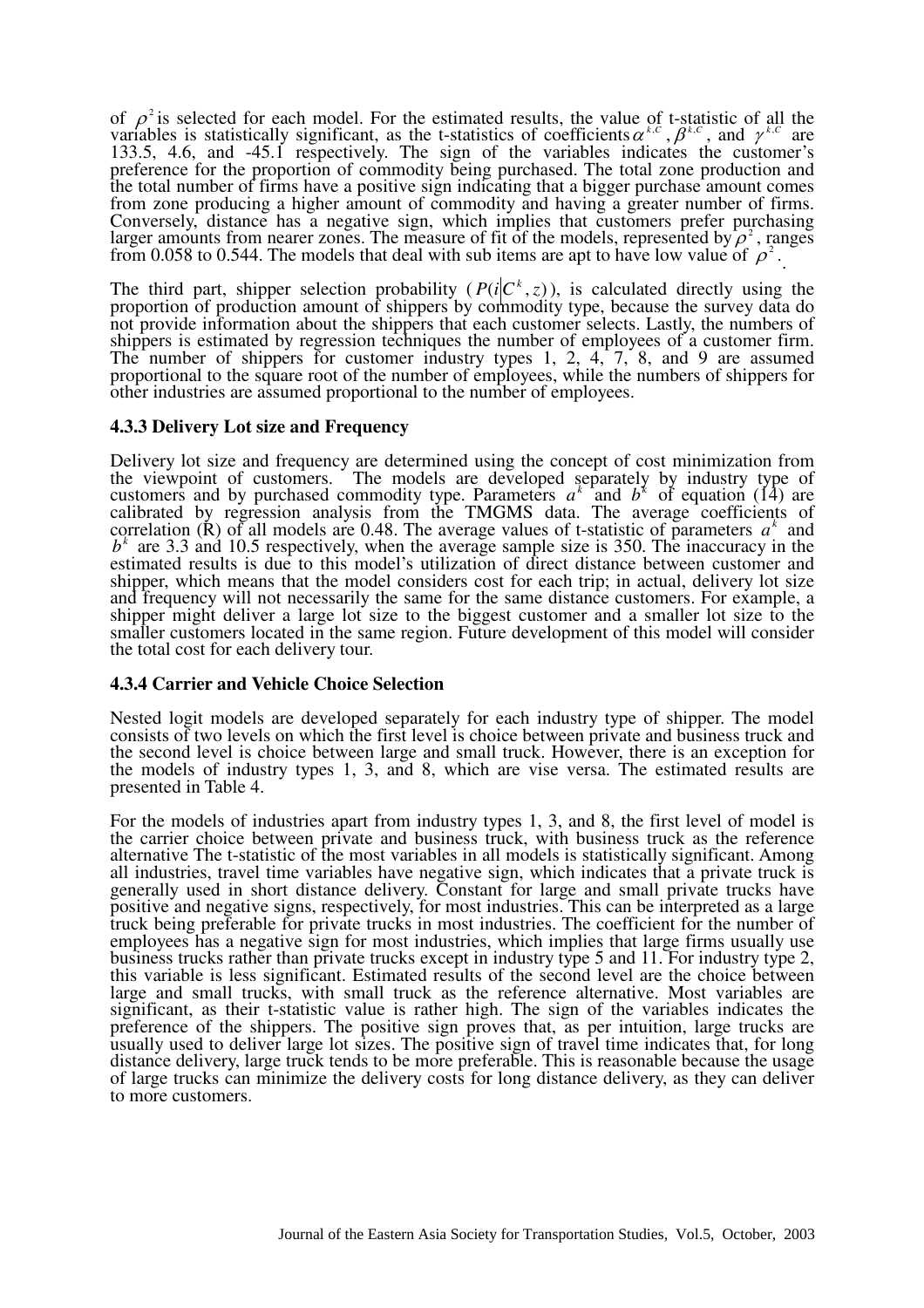of $\rho^2$ is selected for each model. For the estimated results, the value of t-statistic of all the variables is statistically significant, as the t-statistics of coefficients $\alpha^{k,C}$, $\beta^{k,C}$, and $\gamma^{k,C}$ are 133.5, 4.6, and -45.1 respectively. The sign of the variables indicates the customer's preference for the proportion of commodity being purchased. The total zone production and the total number of firms have a positive sign indicating that a bigger purchase amount comes from zone producing a higher amount of commodity and having a greater number of firms. Conversely, distance has a negative sign, which implies that customers prefer purchasing larger amounts from nearer zones. The measure of fit of the models, represented by $\rho^2$, ranges from 0.058 to 0.544. The models that deal with sub items are apt to have low value of $\rho^2$.

The third part, shipper selection probability ($P(i|C^k, z)$), is calculated directly using the proportion of production amount of shippers by commodity type, because the survey data do not provide information about the shippers that each customer selects. Lastly, the numbers of shippers is estimated by regression techniques the number of employees of a customer firm. The number of shippers for customer industry types 1, 2, 4, 7, 8, and 9 are assumed proportional to the square root of the number of employees, while the numbers of shippers for other industries are assumed proportional to the number of employees.

### 4.3.3 Delivery Lot size and Frequency

Delivery lot size and frequency are determined using the concept of cost minimization from the viewpoint of customers. The models are developed separately by industry type of customers and by purchased commodity type. Parameters $a^k$ and $b^k$ of equation (14) are calibrated by regression analysis from the TMGMS data. The average coefficients of correlation (R) of all models are 0.48. The average values of t-statistic of parameters $a^k$ and $b^k$ are 3.3 and 10.5 respectively, when the average sample size is 350. The inaccuracy in the estimated results is due to this model's utilization of direct distance between customer and shipper, which means that the model considers cost for each trip; in actual, delivery lot size and frequency will not necessarily the same for the same distance customers. For example, a shipper might deliver a large lot size to the biggest customer and a smaller lot size to the smaller customers located in the same region. Future development of this model will consider the total cost for each delivery tour.

### 4.3.4 Carrier and Vehicle Choice Selection

Nested logit models are developed separately for each industry type of shipper. The model consists of two levels on which the first level is choice between private and business truck and the second level is choice between large and small truck. However, there is an exception for the models of industry types 1, 3, and 8, which are vise versa. The estimated results are presented in Table 4.

For the models of industries apart from industry types 1, 3, and 8, the first level of model is the carrier choice between private and business truck, with business truck as the reference alternative The t-statistic of the most variables in all models is statistically significant. Among all industries, travel time variables have negative sign, which indicates that a private truck is generally used in short distance delivery. Constant for large and small private trucks have positive and negative signs, respectively, for most industries. This can be interpreted as a large truck being preferable for private trucks in most industries. The coefficient for the number of employees has a negative sign for most industries, which implies that large firms usually use business trucks rather than private trucks except in industry type 5 and 11. For industry type 2, this variable is less significant. Estimated results of the second level are the choice between large and small trucks, with small truck as the reference alternative. Most variables are significant, as their t-statistic value is rather high. The sign of the variables indicates the preference of the shippers. The positive sign proves that, as per intuition, large trucks are usually used to deliver large lot sizes. The positive sign of travel time indicates that, for long distance delivery, large truck tends to be more preferable. This is reasonable because the usage of large trucks can minimize the delivery costs for long distance delivery, as they can deliver to more customers.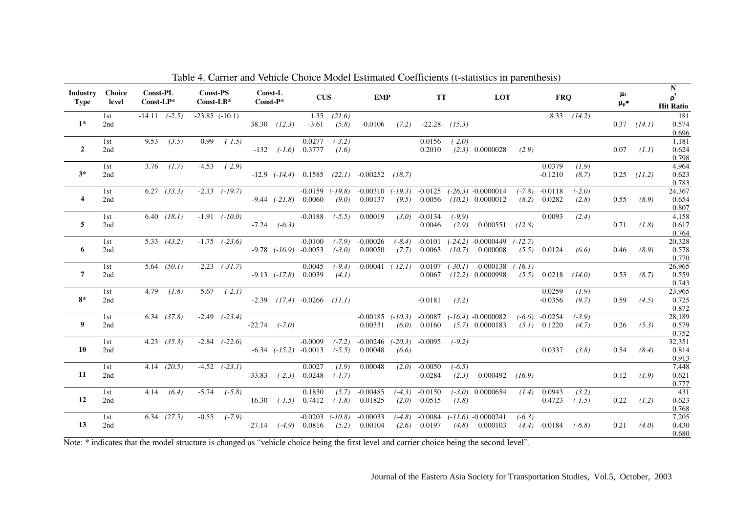Table 4. Carrier and Vehicle Choice Model Estimated Coefficients (t-statistics in parenthesis)

| Industry Type | Choice level | Const-PL / Const-LP* | Const-PS / Const-LB* | Const-L / Const-P* | CUS | EMP | TT | LOT | FRQ | $\mu_L$ / $\mu_P$* | N / $\rho^2$ / Hit Ratio |
|---|---|---|---|---|---|---|---|---|---|---|---|
| **1*** | 1st | -14.11 *(-2.5)* | -23.85 (-10.1) | | 1.35 *(21.6)* | | | | 8.33 *(14.2)* | | 181 |
| | 2nd | | | 38.30 *(12.3)* | -3.61 *(5.8)* | -0.0106 *(7.2)* | -22.28 *(15.3)* | | | 0.37 *(14.1)* | 0.574 |
| | | | | | | | | | | | 0.696 |
| **2** | 1st | 9.53 *(3.5)* | -0.99 *(-1.5)* | | -0.0277 *(-3.2)* | | -0.0156 *(-2.0)* | | | | 1,181 |
| | 2nd | | | -132 *(-1.6)* | 0.3777 *(1.6)* | | 0.2010 *(2.3)* | 0.0000028 *(2.9)* | | 0.07 *(1.1)* | 0.624 |
| | | | | | | | | | | | 0.798 |
| **3*** | 1st | 3.76 *(1.7)* | -4.53 *(-2.9)* | | | | | | 0.0379 *(1.9)* | | 4,964 |
| | 2nd | | | -12.9 *(-14.4)* | 0.1585 *(22.1)* | -0.00252 *(18.7)* | | | -0.1210 *(8.7)* | 0.25 *(11.2)* | 0.623 |
| | | | | | | | | | | | 0.783 |
| **4** | 1st | 6.27 *(33.3)* | -2.13 *(-19.7)* | | -0.0159 *(-19.8)* | -0.00310 *(-19.3)* | -0.0125 *(-26.3)* | -0.0000014 *(-7.8)* | -0.0118 *(-2.0)* | | 24,367 |
| | 2nd | | | -9.44 *(-21.8)* | 0.0060 *(9.0)* | 0.00137 *(9.5)* | 0.0056 *(10.2)* | 0.0000012 *(8.2)* | 0.0282 *(2.8)* | 0.55 *(8.9)* | 0.654 |
| | | | | | | | | | | | 0.807 |
| **5** | 1st | 6.40 *(18.1)* | -1.91 *(-10.0)* | | -0.0188 *(-5.5)* | 0.00019 *(3.0)* | -0.0134 *(-9.9)* | | 0.0093 *(2.4)* | | 4,158 |
| | 2nd | | | -7.24 *(-6.3)* | | | 0.0046 *(2.9)* | 0.000551 *(12.8)* | | 0.71 *(1.8)* | 0.617 |
| | | | | | | | | | | | 0.764 |
| **6** | 1st | 5.33 *(43.2)* | -1.75 *(-23.6)* | | -0.0100 *(-7.9)* | -0.00026 *(-8.4)* | -0.0101 *(-24.2)* | -0.0000449 *(-12.7)* | | | 20,328 |
| | 2nd | | | -9.78 *(-16.9)* | -0.0053 *(-3.0)* | 0.00050 *(7.7)* | 0.0063 *(10.7)* | 0.000008 *(5.5)* | 0.0124 *(6.6)* | 0.46 *(8.9)* | 0.578 |
| | | | | | | | | | | | 0.770 |
| **7** | 1st | 5.64 *(50.1)* | -2.23 *(-31.7)* | | -0.0045 *(-9.4)* | -0.00041 *(-12.1)* | -0.0107 *(-30.1)* | -0.000138 *(-16.1)* | | | 26,965 |
| | 2nd | | | -9.13 *(-17.8)* | 0.0039 *(4.1)* | | 0.0067 *(12.2)* | 0.0000998 *(5.5)* | 0.0218 *(14.0)* | 0.53 *(8.7)* | 0.559 |
| | | | | | | | | | | | 0.743 |
| **8*** | 1st | 4.79 *(1.8)* | -5.67 *(-2.1)* | | | | | | 0.0259 *(1.9)* | | 23,965 |
| | 2nd | | | -2.39 *(17.4)* | -0.0266 *(11.1)* | | -0.0181 *(3.2)* | | -0.0356 *(9.7)* | 0.59 *(4.5)* | 0.725 |
| | | | | | | | | | | | 0.872 |
| **9** | 1st | 6.34 *(37.8)* | -2.49 *(-23.4)* | | | -0.00185 *(-10.3)* | -0.0087 *(-16.4)* | -0.0000082 *(-6.6)* | -0.0254 *(-3.9)* | | 28,189 |
| | 2nd | | | -22.74 *(-7.0)* | | 0.00331 *(6.0)* | 0.0160 *(5.7)* | 0.0000183 *(5.1)* | 0.1220 *(4.7)* | 0.26 *(5.3)* | 0.579 |
| | | | | | | | | | | | 0.752 |
| **10** | 1st | 4.23 *(35.3)* | -2.84 *(-22.6)* | | -0.0009 *(-7.2)* | -0.00246 *(-20.3)* | -0.0095 *(-9.2)* | | | | 32,351 |
| | 2nd | | | -6.34 *(-15.2)* | -0.0013 *(-5.5)* | 0.00048 *(6.6)* | | | 0.0337 *(3.8)* | 0.54 *(8.4)* | 0.814 |
| | | | | | | | | | | | 0.913 |
| **11** | 1st | 4.14 *(20.5)* | -4.52 *(-23.1)* | | 0.0027 *(1.9)* | 0.00048 *(2.0)* | -0.0050 *(-6.5)* | | | | 7,448 |
| | 2nd | | | -33.83 *(-2.3)* | -0.0248 *(-1.7)* | | 0.0284 *(2.3)* | 0.000492 *(16.9)* | | 0.12 *(1.9)* | 0.621 |
| | | | | | | | | | | | 0.777 |
| **12** | 1st | 4.14 *(6.4)* | -5.74 *(-5.8)* | | 0.1830 *(5.7)* | -0.00485 *(-4.3)* | -0.0150 *(-3.0)* | 0.0000654 *(1.4)* | 0.0943 *(3.2)* | | 431 |
| | 2nd | | | -16.30 *(-1.5)* | -0.7412 *(-1.8)* | 0.01825 *(2.0)* | 0.0515 *(1.8)* | | -0.4723 *(-1.5)* | 0.22 *(1.2)* | 0.623 |
| | | | | | | | | | | | 0.768 |
| **13** | 1st | 6.34 *(27.5)* | -0.55 *(-7.9)* | | -0.0203 *(-10.8)* | -0.00033 *(-4.8)* | -0.0084 *(-11.6)* | -0.0000241 *(-6.3)* | | | 7,205 |
| | 2nd | | | -27.14 *(-4.9)* | 0.0816 *(5.2)* | 0.00104 *(2.6)* | 0.0197 *(4.8)* | 0.000103 *(4.4)* | -0.0184 *(-6.8)* | 0.21 *(4.0)* | 0.430 |
| | | | | | | | | | | | 0.680 |

Note: * indicates that the model structure is changed as "vehicle choice being the first level and carrier choice being the second level".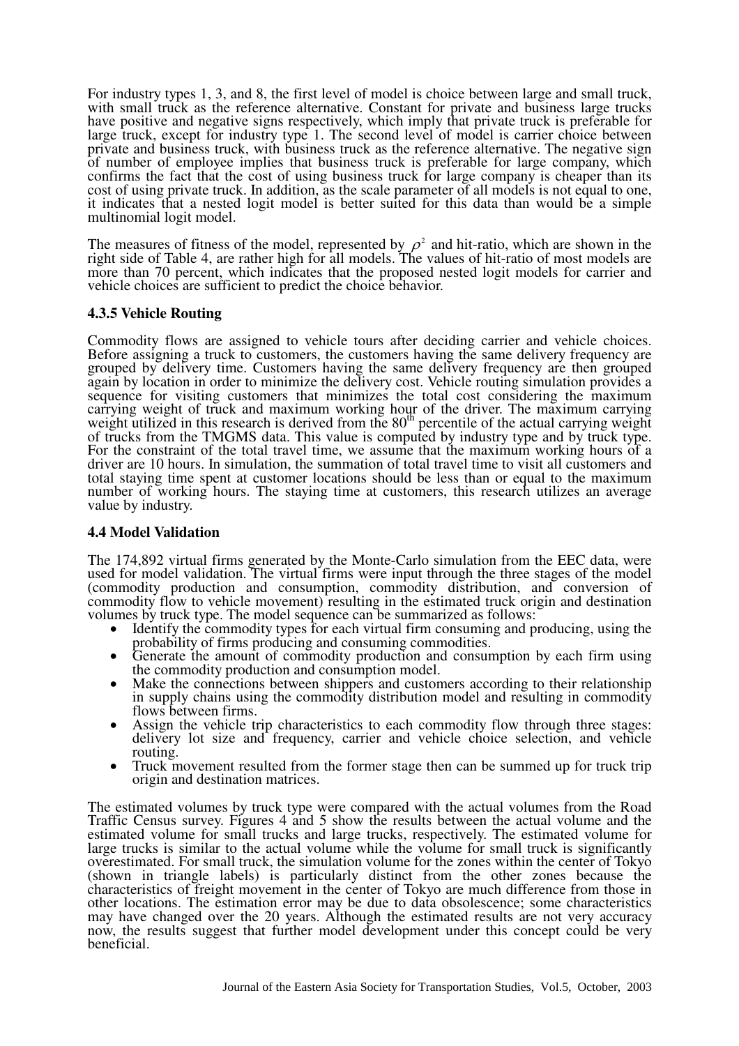For industry types 1, 3, and 8, the first level of model is choice between large and small truck, with small truck as the reference alternative. Constant for private and business large trucks have positive and negative signs respectively, which imply that private truck is preferable for large truck, except for industry type 1. The second level of model is carrier choice between private and business truck, with business truck as the reference alternative. The negative sign of number of employee implies that business truck is preferable for large company, which confirms the fact that the cost of using business truck for large company is cheaper than its cost of using private truck. In addition, as the scale parameter of all models is not equal to one, it indicates that a nested logit model is better suited for this data than would be a simple multinomial logit model.

The measures of fitness of the model, represented by $\rho^2$ and hit-ratio, which are shown in the right side of Table 4, are rather high for all models. The values of hit-ratio of most models are more than 70 percent, which indicates that the proposed nested logit models for carrier and vehicle choices are sufficient to predict the choice behavior.

### 4.3.5 Vehicle Routing

Commodity flows are assigned to vehicle tours after deciding carrier and vehicle choices. Before assigning a truck to customers, the customers having the same delivery frequency are grouped by delivery time. Customers having the same delivery frequency are then grouped again by location in order to minimize the delivery cost. Vehicle routing simulation provides a sequence for visiting customers that minimizes the total cost considering the maximum carrying weight of truck and maximum working hour of the driver. The maximum carrying weight utilized in this research is derived from the $80^{th}$ percentile of the actual carrying weight of trucks from the TMGMS data. This value is computed by industry type and by truck type. For the constraint of the total travel time, we assume that the maximum working hours of a driver are 10 hours. In simulation, the summation of total travel time to visit all customers and total staying time spent at customer locations should be less than or equal to the maximum number of working hours. The staying time at customers, this research utilizes an average value by industry.

## 4.4 Model Validation

The 174,892 virtual firms generated by the Monte-Carlo simulation from the EEC data, were used for model validation. The virtual firms were input through the three stages of the model (commodity production and consumption, commodity distribution, and conversion of commodity flow to vehicle movement) resulting in the estimated truck origin and destination volumes by truck type. The model sequence can be summarized as follows:

- Identify the commodity types for each virtual firm consuming and producing, using the probability of firms producing and consuming commodities.
- Generate the amount of commodity production and consumption by each firm using the commodity production and consumption model.
- Make the connections between shippers and customers according to their relationship in supply chains using the commodity distribution model and resulting in commodity flows between firms.
- Assign the vehicle trip characteristics to each commodity flow through three stages: delivery lot size and frequency, carrier and vehicle choice selection, and vehicle routing.
- Truck movement resulted from the former stage then can be summed up for truck trip origin and destination matrices.

The estimated volumes by truck type were compared with the actual volumes from the Road Traffic Census survey. Figures 4 and 5 show the results between the actual volume and the estimated volume for small trucks and large trucks, respectively. The estimated volume for large trucks is similar to the actual volume while the volume for small truck is significantly overestimated. For small truck, the simulation volume for the zones within the center of Tokyo (shown in triangle labels) is particularly distinct from the other zones because the characteristics of freight movement in the center of Tokyo are much difference from those in other locations. The estimation error may be due to data obsolescence; some characteristics may have changed over the 20 years. Although the estimated results are not very accuracy now, the results suggest that further model development under this concept could be very beneficial.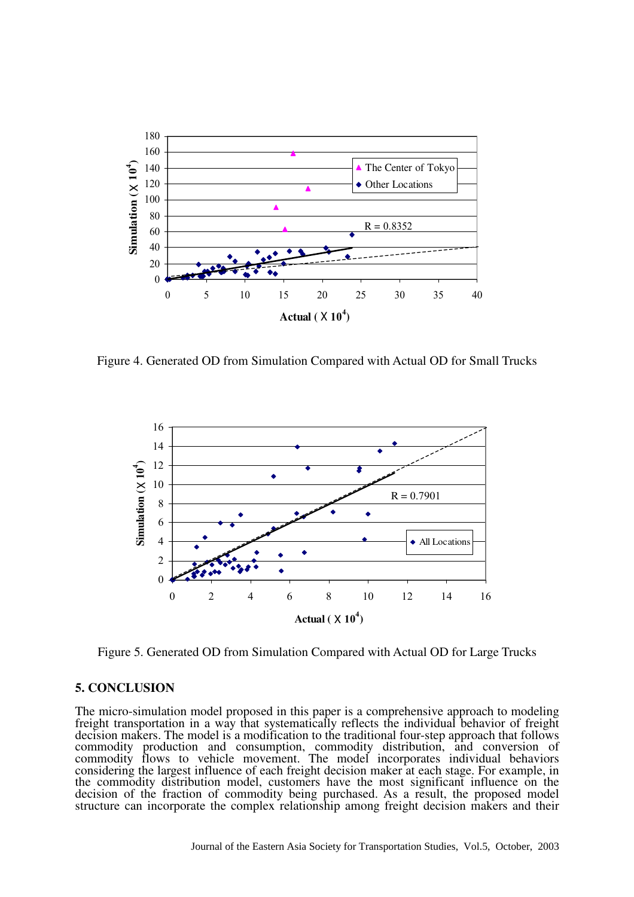Figure 4. Generated OD from Simulation Compared with Actual OD for Small Trucks

Figure 5. Generated OD from Simulation Compared with Actual OD for Large Trucks

## 5. CONCLUSION

The micro-simulation model proposed in this paper is a comprehensive approach to modeling freight transportation in a way that systematically reflects the individual behavior of freight decision makers. The model is a modification to the traditional four-step approach that follows commodity production and consumption, commodity distribution, and conversion of commodity flows to vehicle movement. The model incorporates individual behaviors considering the largest influence of each freight decision maker at each stage. For example, in the commodity distribution model, customers have the most significant influence on the decision of the fraction of commodity being purchased. As a result, the proposed model structure can incorporate the complex relationship among freight decision makers and their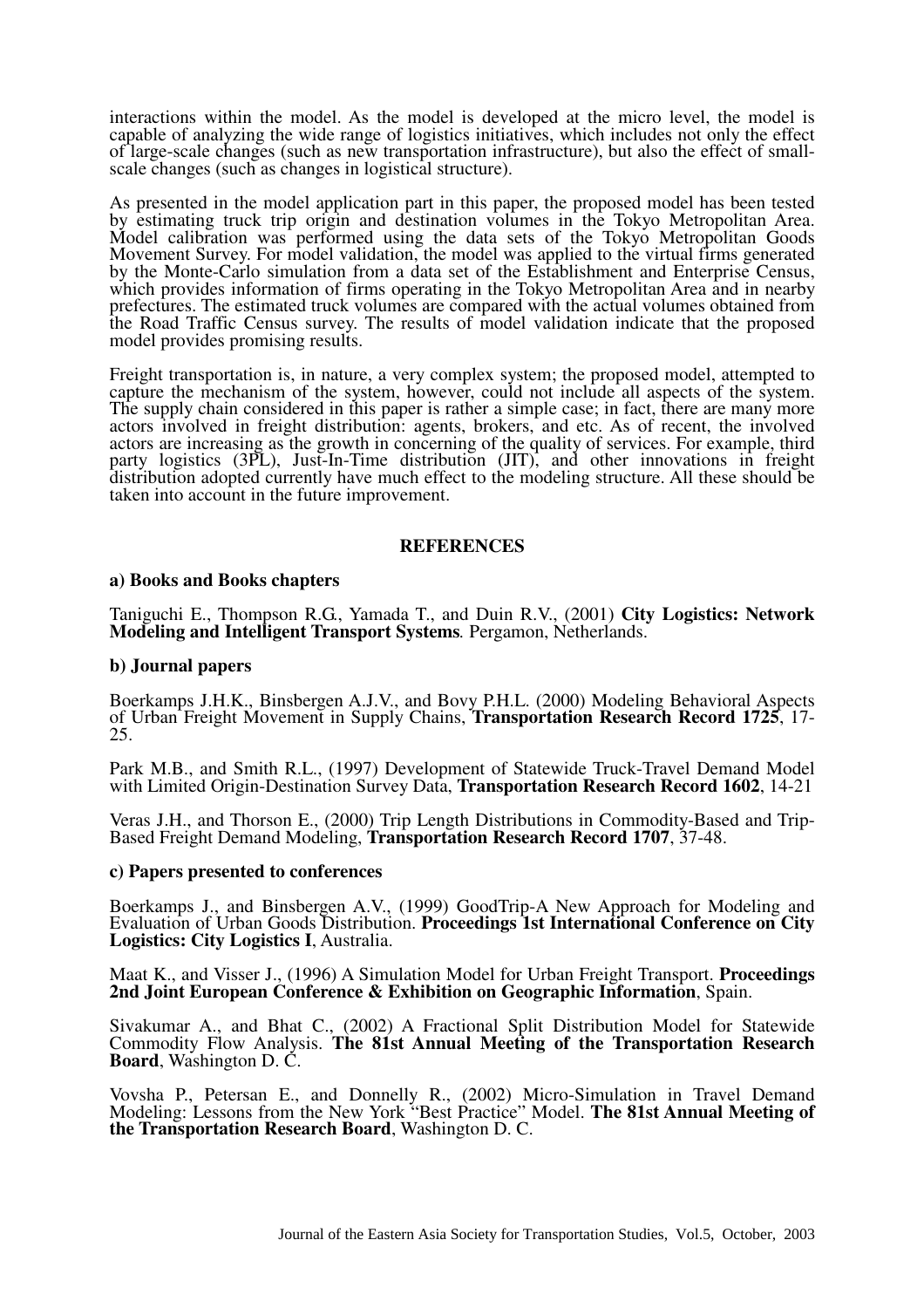interactions within the model. As the model is developed at the micro level, the model is capable of analyzing the wide range of logistics initiatives, which includes not only the effect of large-scale changes (such as new transportation infrastructure), but also the effect of small-scale changes (such as changes in logistical structure).

As presented in the model application part in this paper, the proposed model has been tested by estimating truck trip origin and destination volumes in the Tokyo Metropolitan Area. Model calibration was performed using the data sets of the Tokyo Metropolitan Goods Movement Survey. For model validation, the model was applied to the virtual firms generated by the Monte-Carlo simulation from a data set of the Establishment and Enterprise Census, which provides information of firms operating in the Tokyo Metropolitan Area and in nearby prefectures. The estimated truck volumes are compared with the actual volumes obtained from the Road Traffic Census survey. The results of model validation indicate that the proposed model provides promising results.

Freight transportation is, in nature, a very complex system; the proposed model, attempted to capture the mechanism of the system, however, could not include all aspects of the system. The supply chain considered in this paper is rather a simple case; in fact, there are many more actors involved in freight distribution: agents, brokers, and etc. As of recent, the involved actors are increasing as the growth in concerning of the quality of services. For example, third party logistics (3PL), Just-In-Time distribution (JIT), and other innovations in freight distribution adopted currently have much effect to the modeling structure. All these should be taken into account in the future improvement.

## REFERENCES

**a) Books and Books chapters**

Taniguchi E., Thompson R.G., Yamada T., and Duin R.V., (2001) **City Logistics: Network Modeling and Intelligent Transport Systems**. Pergamon, Netherlands.

**b) Journal papers**

Boerkamps J.H.K., Binsbergen A.J.V., and Bovy P.H.L. (2000) Modeling Behavioral Aspects of Urban Freight Movement in Supply Chains, **Transportation Research Record 1725**, 17-25.

Park M.B., and Smith R.L., (1997) Development of Statewide Truck-Travel Demand Model with Limited Origin-Destination Survey Data, **Transportation Research Record 1602**, 14-21

Veras J.H., and Thorson E., (2000) Trip Length Distributions in Commodity-Based and Trip-Based Freight Demand Modeling, **Transportation Research Record 1707**, 37-48.

**c) Papers presented to conferences**

Boerkamps J., and Binsbergen A.V., (1999) GoodTrip-A New Approach for Modeling and Evaluation of Urban Goods Distribution. **Proceedings 1st International Conference on City Logistics: City Logistics I**, Australia.

Maat K., and Visser J., (1996) A Simulation Model for Urban Freight Transport. **Proceedings 2nd Joint European Conference & Exhibition on Geographic Information**, Spain.

Sivakumar A., and Bhat C., (2002) A Fractional Split Distribution Model for Statewide Commodity Flow Analysis. **The 81st Annual Meeting of the Transportation Research Board**, Washington D. C.

Vovsha P., Petersan E., and Donnelly R., (2002) Micro-Simulation in Travel Demand Modeling: Lessons from the New York "Best Practice" Model. **The 81st Annual Meeting of the Transportation Research Board**, Washington D. C.